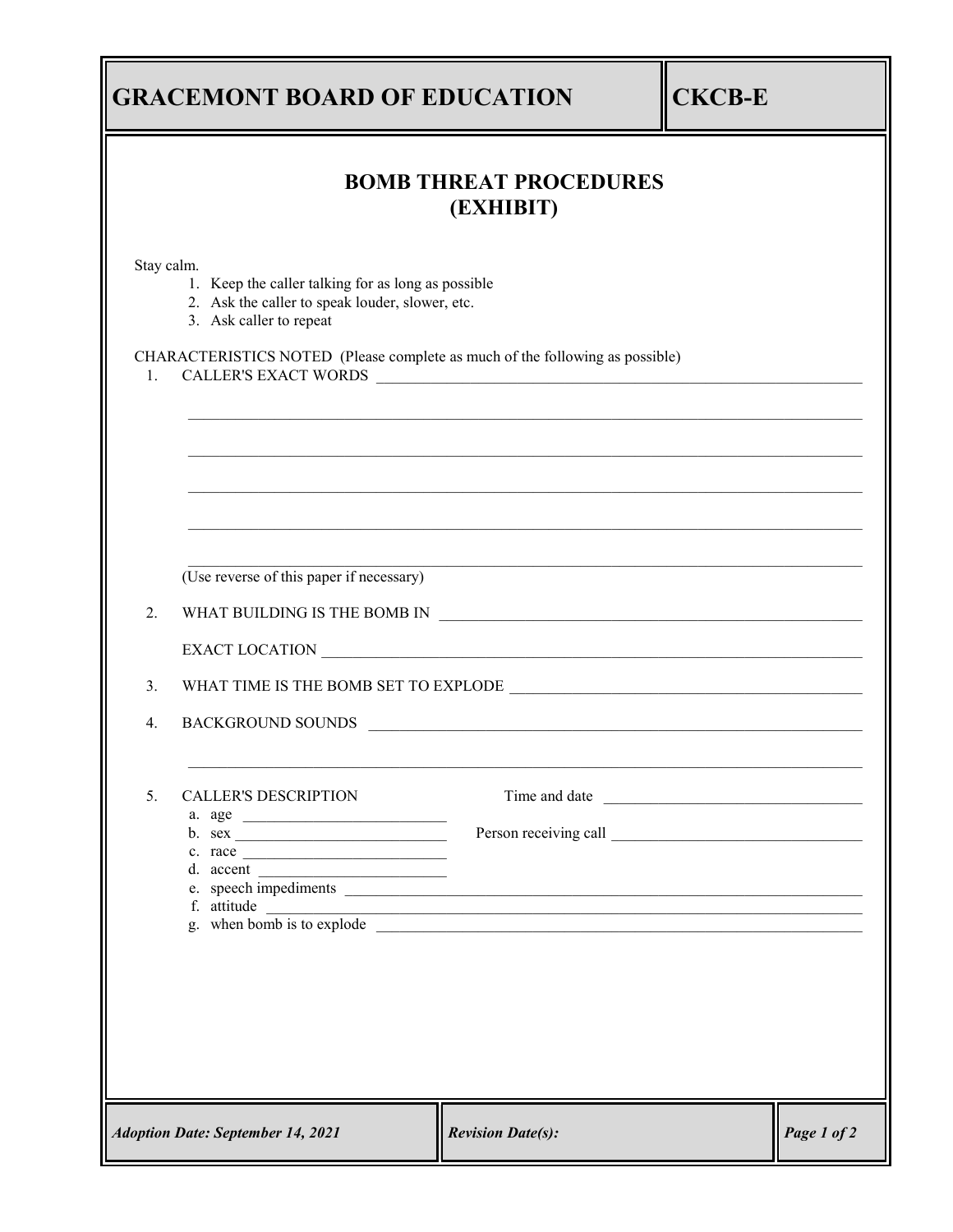# GRACEMONT BOARD OF EDUCATION

**CKCB-E**

## BOMB THREAT PROCEDURES
## (EXHIBIT)

Stay calm.

1. Keep the caller talking for as long as possible
2. Ask the caller to speak louder, slower, etc.
3. Ask caller to repeat

CHARACTERISTICS NOTED (Please complete as much of the following as possible)

1. CALLER'S EXACT WORDS ______________________________________________________

   ______________________________________________________________________________

   ______________________________________________________________________________

   ______________________________________________________________________________

   ______________________________________________________________________________

   ______________________________________________________________________________

   (Use reverse of this paper if necessary)

2. WHAT BUILDING IS THE BOMB IN ______________________________________________

   EXACT LOCATION ______________________________________________________________

3. WHAT TIME IS THE BOMB SET TO EXPLODE _______________________________________

4. BACKGROUND SOUNDS _________________________________________________________

   ______________________________________________________________________________

5. CALLER'S DESCRIPTION

   Time and date ______________________________

   Person receiving call ______________________________

   a. age ______________________
   b. sex ______________________
   c. race ______________________
   d. accent ______________________
   e. speech impediments ______________________________________________________
   f. attitude ______________________________________________________________
   g. when bomb is to explode ________________________________________________

*Adoption Date: September 14, 2021*

*Revision Date(s):*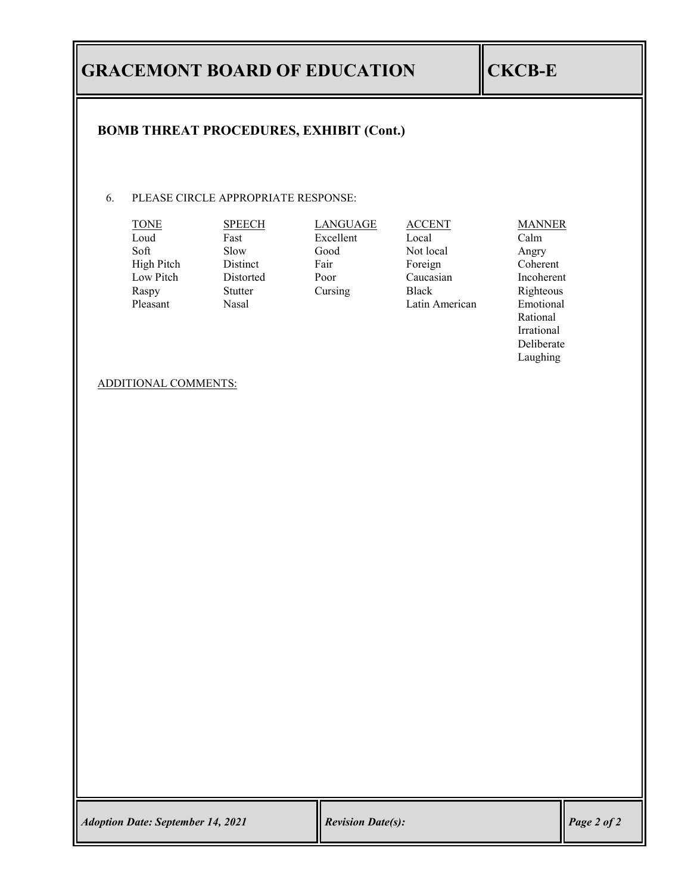## BOMB THREAT PROCEDURES, EXHIBIT (Cont.)

6. PLEASE CIRCLE APPROPRIATE RESPONSE:

| TONE | SPEECH | LANGUAGE | ACCENT | MANNER |
|---|---|---|---|---|
| Loud | Fast | Excellent | Local | Calm |
| Soft | Slow | Good | Not local | Angry |
| High Pitch | Distinct | Fair | Foreign | Coherent |
| Low Pitch | Distorted | Poor | Caucasian | Incoherent |
| Raspy | Stutter | Cursing | Black | Righteous |
| Pleasant | Nasal | | Latin American | Emotional |
| | | | | Rational |
| | | | | Irrational |
| | | | | Deliberate |
| | | | | Laughing |

ADDITIONAL COMMENTS:

*Adoption Date: September 14, 2021*

*Revision Date(s):*